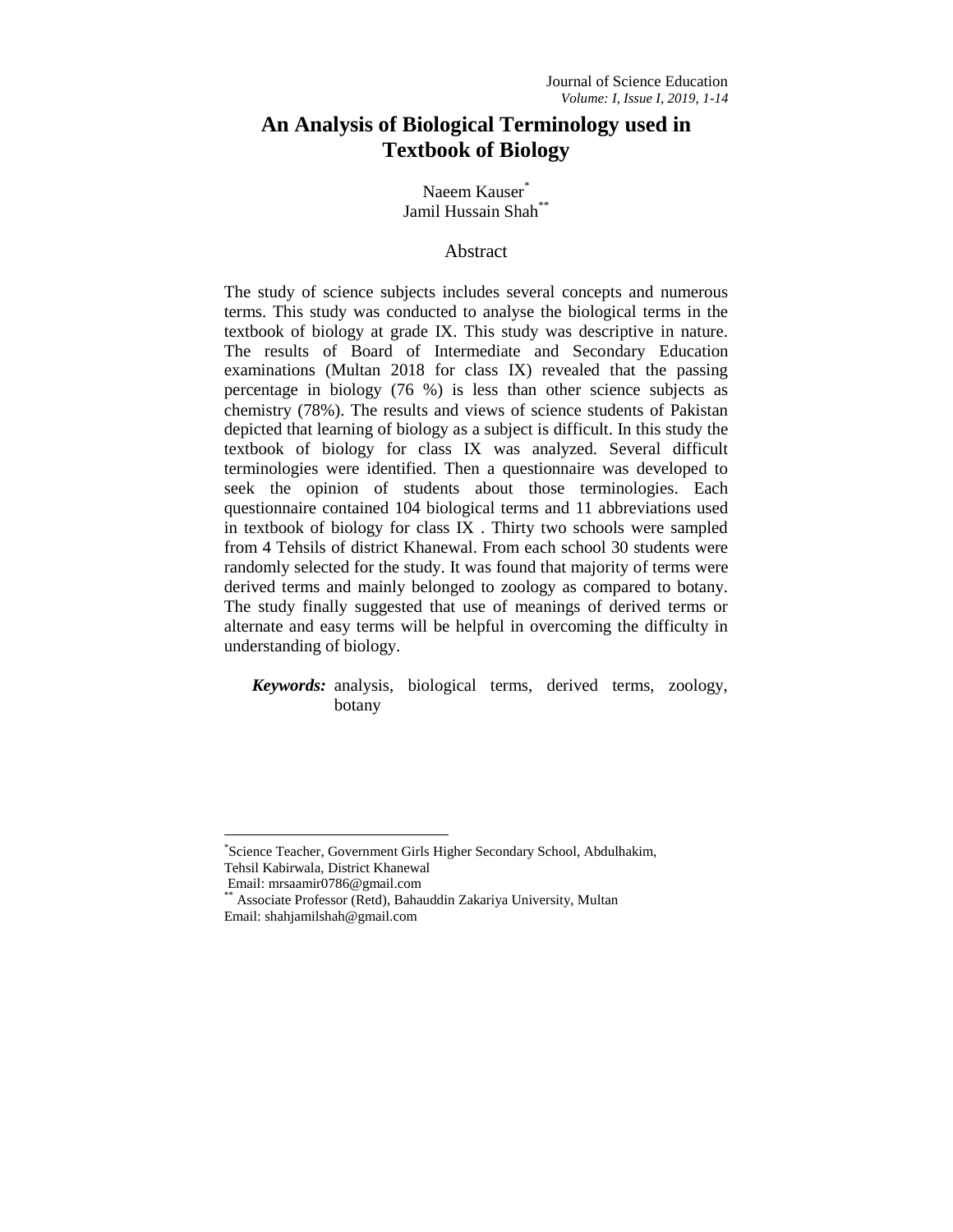# An Analysis of Biological Terminology used in Textbook of Biology

Naeem Kauser[*]
Jamil Hussain Shah[**]

## Abstract

The study of science subjects includes several concepts and numerous terms. This study was conducted to analyse the biological terms in the textbook of biology at grade IX. This study was descriptive in nature. The results of Board of Intermediate and Secondary Education examinations (Multan 2018 for class IX) revealed that the passing percentage in biology (76 %) is less than other science subjects as chemistry (78%). The results and views of science students of Pakistan depicted that learning of biology as a subject is difficult. In this study the textbook of biology for class IX was analyzed. Several difficult terminologies were identified. Then a questionnaire was developed to seek the opinion of students about those terminologies. Each questionnaire contained 104 biological terms and 11 abbreviations used in textbook of biology for class IX . Thirty two schools were sampled from 4 Tehsils of district Khanewal. From each school 30 students were randomly selected for the study. It was found that majority of terms were derived terms and mainly belonged to zoology as compared to botany. The study finally suggested that use of meanings of derived terms or alternate and easy terms will be helpful in overcoming the difficulty in understanding of biology.

***Keywords:*** analysis, biological terms, derived terms, zoology, botany

---

[*]Science Teacher, Government Girls Higher Secondary School, Abdulhakim, Tehsil Kabirwala, District Khanewal
Email: mrsaamir0786@gmail.com

[**] Associate Professor (Retd), Bahauddin Zakariya University, Multan
Email: shahjamilshah@gmail.com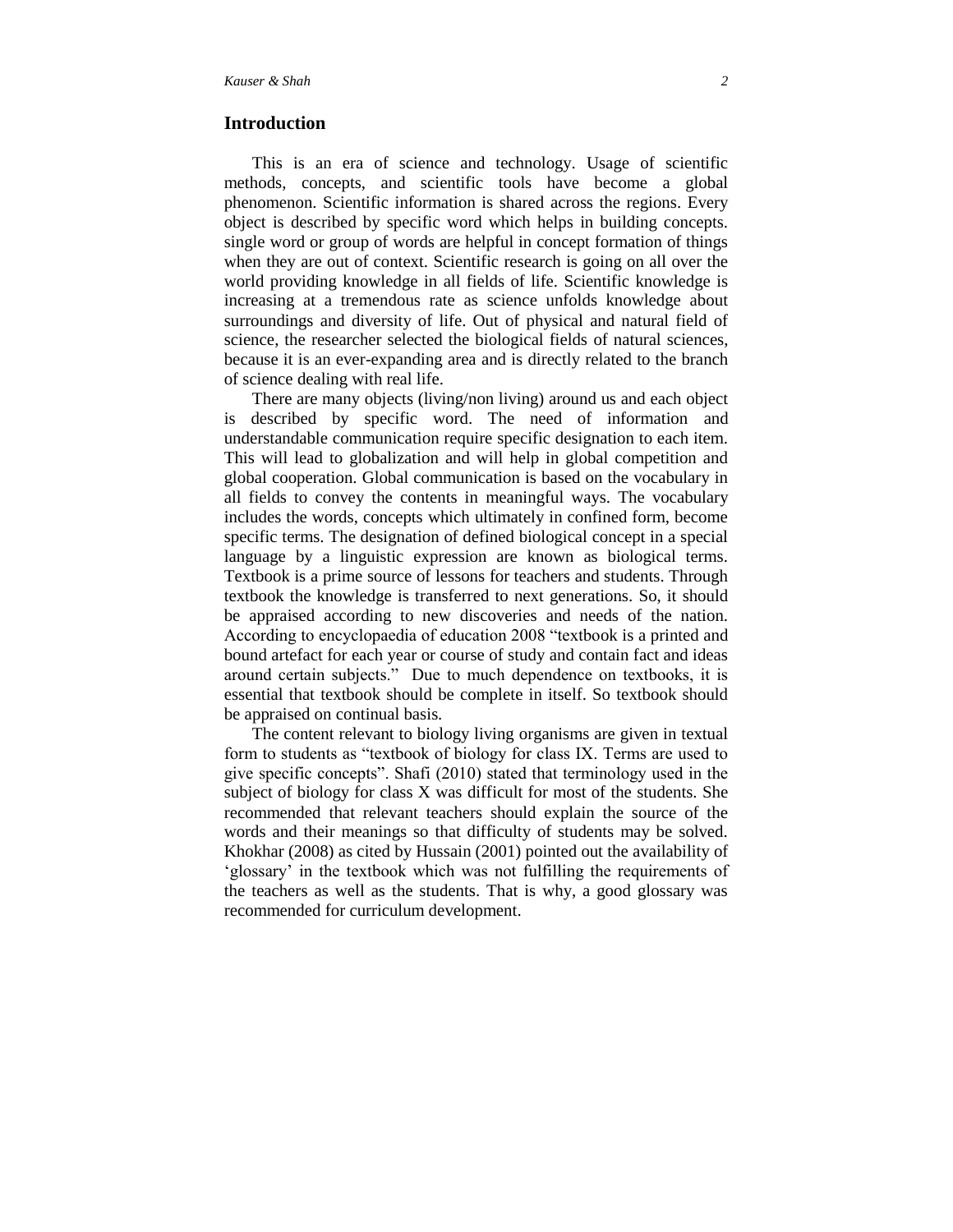## Introduction

This is an era of science and technology. Usage of scientific methods, concepts, and scientific tools have become a global phenomenon. Scientific information is shared across the regions. Every object is described by specific word which helps in building concepts. single word or group of words are helpful in concept formation of things when they are out of context. Scientific research is going on all over the world providing knowledge in all fields of life. Scientific knowledge is increasing at a tremendous rate as science unfolds knowledge about surroundings and diversity of life. Out of physical and natural field of science, the researcher selected the biological fields of natural sciences, because it is an ever-expanding area and is directly related to the branch of science dealing with real life.

There are many objects (living/non living) around us and each object is described by specific word. The need of information and understandable communication require specific designation to each item. This will lead to globalization and will help in global competition and global cooperation. Global communication is based on the vocabulary in all fields to convey the contents in meaningful ways. The vocabulary includes the words, concepts which ultimately in confined form, become specific terms. The designation of defined biological concept in a special language by a linguistic expression are known as biological terms. Textbook is a prime source of lessons for teachers and students. Through textbook the knowledge is transferred to next generations. So, it should be appraised according to new discoveries and needs of the nation. According to encyclopaedia of education 2008 "textbook is a printed and bound artefact for each year or course of study and contain fact and ideas around certain subjects." Due to much dependence on textbooks, it is essential that textbook should be complete in itself. So textbook should be appraised on continual basis.

The content relevant to biology living organisms are given in textual form to students as "textbook of biology for class IX. Terms are used to give specific concepts". Shafi (2010) stated that terminology used in the subject of biology for class X was difficult for most of the students. She recommended that relevant teachers should explain the source of the words and their meanings so that difficulty of students may be solved. Khokhar (2008) as cited by Hussain (2001) pointed out the availability of 'glossary' in the textbook which was not fulfilling the requirements of the teachers as well as the students. That is why, a good glossary was recommended for curriculum development.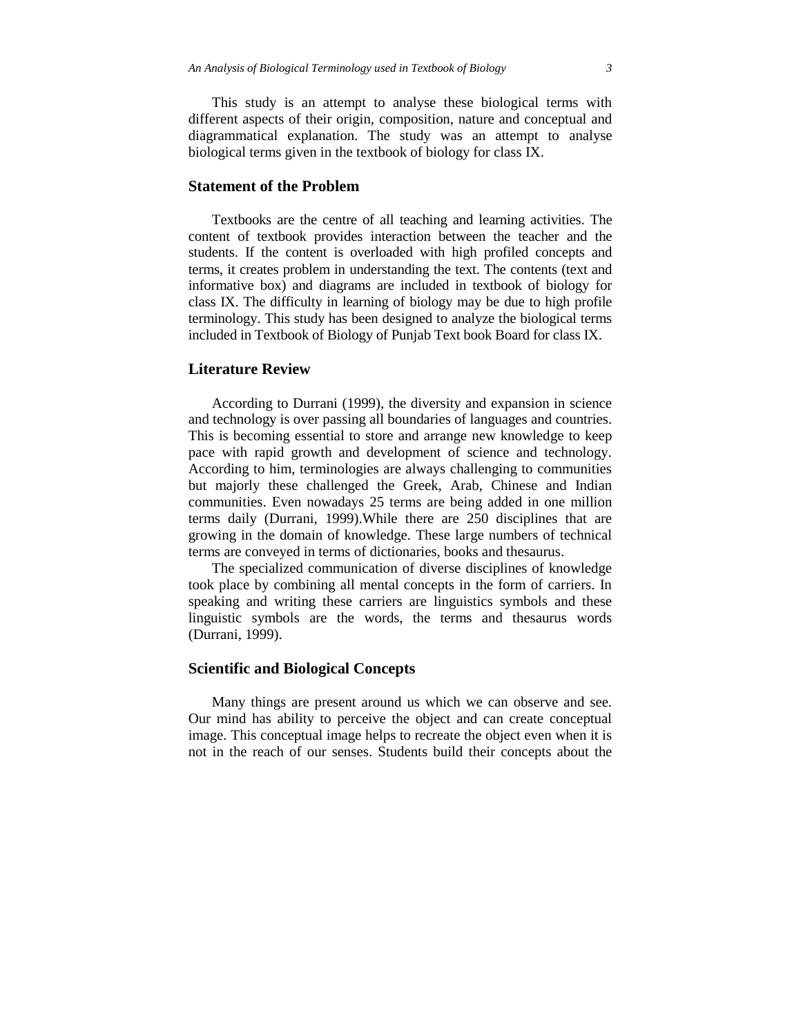This study is an attempt to analyse these biological terms with different aspects of their origin, composition, nature and conceptual and diagrammatical explanation. The study was an attempt to analyse biological terms given in the textbook of biology for class IX.

## Statement of the Problem

Textbooks are the centre of all teaching and learning activities. The content of textbook provides interaction between the teacher and the students. If the content is overloaded with high profiled concepts and terms, it creates problem in understanding the text. The contents (text and informative box) and diagrams are included in textbook of biology for class IX. The difficulty in learning of biology may be due to high profile terminology. This study has been designed to analyze the biological terms included in Textbook of Biology of Punjab Text book Board for class IX.

## Literature Review

According to Durrani (1999), the diversity and expansion in science and technology is over passing all boundaries of languages and countries. This is becoming essential to store and arrange new knowledge to keep pace with rapid growth and development of science and technology. According to him, terminologies are always challenging to communities but majorly these challenged the Greek, Arab, Chinese and Indian communities. Even nowadays 25 terms are being added in one million terms daily (Durrani, 1999).While there are 250 disciplines that are growing in the domain of knowledge. These large numbers of technical terms are conveyed in terms of dictionaries, books and thesaurus.

The specialized communication of diverse disciplines of knowledge took place by combining all mental concepts in the form of carriers. In speaking and writing these carriers are linguistics symbols and these linguistic symbols are the words, the terms and thesaurus words (Durrani, 1999).

## Scientific and Biological Concepts

Many things are present around us which we can observe and see. Our mind has ability to perceive the object and can create conceptual image. This conceptual image helps to recreate the object even when it is not in the reach of our senses. Students build their concepts about the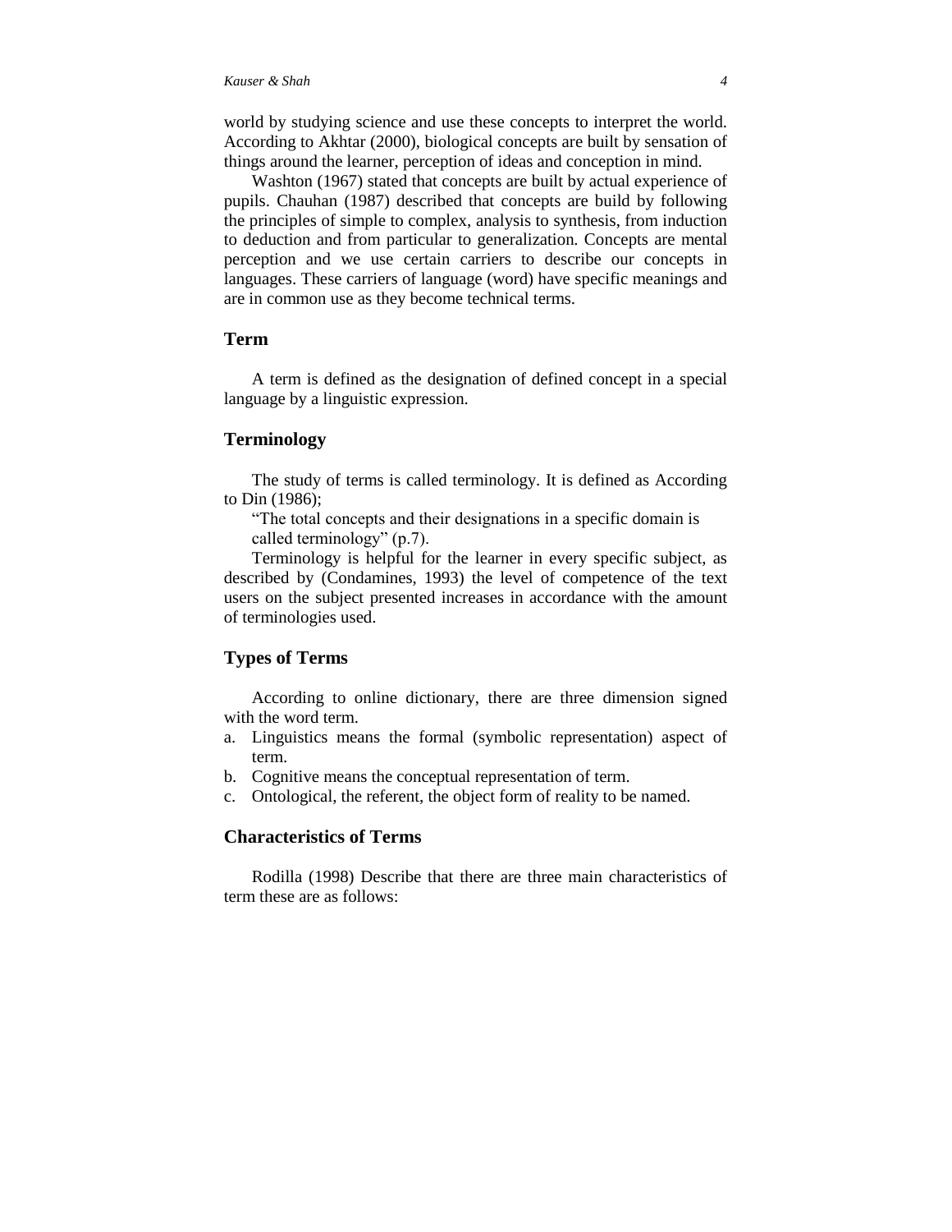world by studying science and use these concepts to interpret the world. According to Akhtar (2000), biological concepts are built by sensation of things around the learner, perception of ideas and conception in mind.

Washton (1967) stated that concepts are built by actual experience of pupils. Chauhan (1987) described that concepts are build by following the principles of simple to complex, analysis to synthesis, from induction to deduction and from particular to generalization. Concepts are mental perception and we use certain carriers to describe our concepts in languages. These carriers of language (word) have specific meanings and are in common use as they become technical terms.

## Term

A term is defined as the designation of defined concept in a special language by a linguistic expression.

## Terminology

The study of terms is called terminology. It is defined as According to Din (1986);

> "The total concepts and their designations in a specific domain is called terminology" (p.7).

Terminology is helpful for the learner in every specific subject, as described by (Condamines, 1993) the level of competence of the text users on the subject presented increases in accordance with the amount of terminologies used.

## Types of Terms

According to online dictionary, there are three dimension signed with the word term.

a. Linguistics means the formal (symbolic representation) aspect of term.
b. Cognitive means the conceptual representation of term.
c. Ontological, the referent, the object form of reality to be named.

## Characteristics of Terms

Rodilla (1998) Describe that there are three main characteristics of term these are as follows: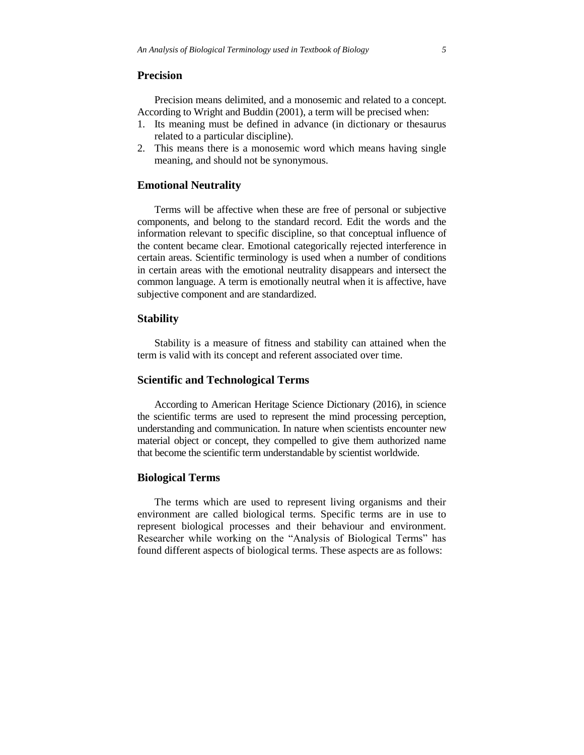## Precision

Precision means delimited, and a monosemic and related to a concept. According to Wright and Buddin (2001), a term will be precised when:

1. Its meaning must be defined in advance (in dictionary or thesaurus related to a particular discipline).
2. This means there is a monosemic word which means having single meaning, and should not be synonymous.

## Emotional Neutrality

Terms will be affective when these are free of personal or subjective components, and belong to the standard record. Edit the words and the information relevant to specific discipline, so that conceptual influence of the content became clear. Emotional categorically rejected interference in certain areas. Scientific terminology is used when a number of conditions in certain areas with the emotional neutrality disappears and intersect the common language. A term is emotionally neutral when it is affective, have subjective component and are standardized.

## Stability

Stability is a measure of fitness and stability can attained when the term is valid with its concept and referent associated over time.

## Scientific and Technological Terms

According to American Heritage Science Dictionary (2016), in science the scientific terms are used to represent the mind processing perception, understanding and communication. In nature when scientists encounter new material object or concept, they compelled to give them authorized name that become the scientific term understandable by scientist worldwide.

## Biological Terms

The terms which are used to represent living organisms and their environment are called biological terms. Specific terms are in use to represent biological processes and their behaviour and environment. Researcher while working on the "Analysis of Biological Terms" has found different aspects of biological terms. These aspects are as follows: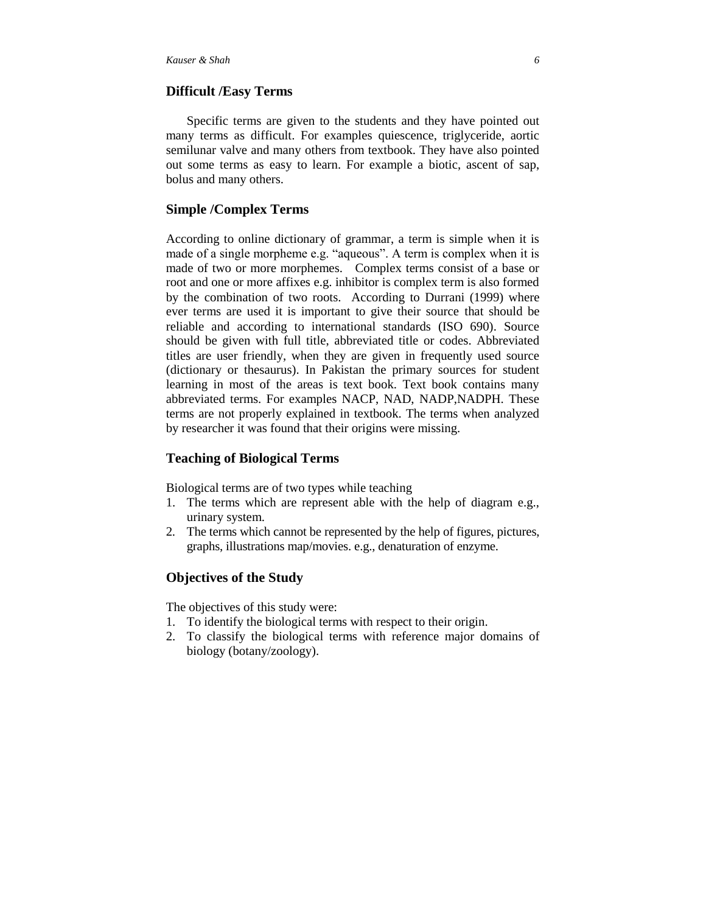## Difficult /Easy Terms

Specific terms are given to the students and they have pointed out many terms as difficult. For examples quiescence, triglyceride, aortic semilunar valve and many others from textbook. They have also pointed out some terms as easy to learn. For example a biotic, ascent of sap, bolus and many others.

## Simple /Complex Terms

According to online dictionary of grammar, a term is simple when it is made of a single morpheme e.g. "aqueous". A term is complex when it is made of two or more morphemes. Complex terms consist of a base or root and one or more affixes e.g. inhibitor is complex term is also formed by the combination of two roots. According to Durrani (1999) where ever terms are used it is important to give their source that should be reliable and according to international standards (ISO 690). Source should be given with full title, abbreviated title or codes. Abbreviated titles are user friendly, when they are given in frequently used source (dictionary or thesaurus). In Pakistan the primary sources for student learning in most of the areas is text book. Text book contains many abbreviated terms. For examples NACP, NAD, NADP,NADPH. These terms are not properly explained in textbook. The terms when analyzed by researcher it was found that their origins were missing.

## Teaching of Biological Terms

Biological terms are of two types while teaching

1. The terms which are represent able with the help of diagram e.g., urinary system.
2. The terms which cannot be represented by the help of figures, pictures, graphs, illustrations map/movies. e.g., denaturation of enzyme.

## Objectives of the Study

The objectives of this study were:

1. To identify the biological terms with respect to their origin.
2. To classify the biological terms with reference major domains of biology (botany/zoology).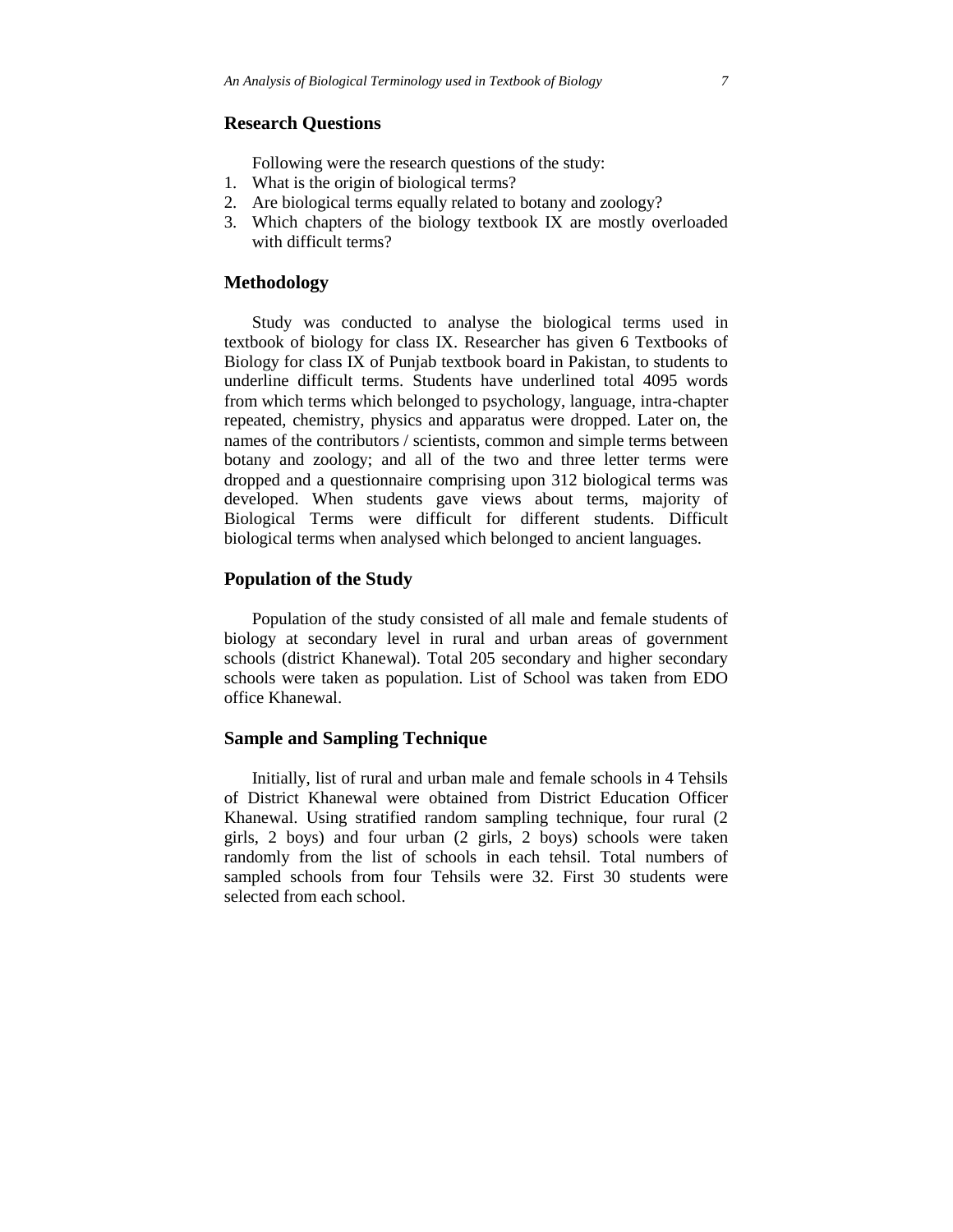## Research Questions

Following were the research questions of the study:

1. What is the origin of biological terms?
2. Are biological terms equally related to botany and zoology?
3. Which chapters of the biology textbook IX are mostly overloaded with difficult terms?

## Methodology

Study was conducted to analyse the biological terms used in textbook of biology for class IX. Researcher has given 6 Textbooks of Biology for class IX of Punjab textbook board in Pakistan, to students to underline difficult terms. Students have underlined total 4095 words from which terms which belonged to psychology, language, intra-chapter repeated, chemistry, physics and apparatus were dropped. Later on, the names of the contributors / scientists, common and simple terms between botany and zoology; and all of the two and three letter terms were dropped and a questionnaire comprising upon 312 biological terms was developed. When students gave views about terms, majority of Biological Terms were difficult for different students. Difficult biological terms when analysed which belonged to ancient languages.

## Population of the Study

Population of the study consisted of all male and female students of biology at secondary level in rural and urban areas of government schools (district Khanewal). Total 205 secondary and higher secondary schools were taken as population. List of School was taken from EDO office Khanewal.

## Sample and Sampling Technique

Initially, list of rural and urban male and female schools in 4 Tehsils of District Khanewal were obtained from District Education Officer Khanewal. Using stratified random sampling technique, four rural (2 girls, 2 boys) and four urban (2 girls, 2 boys) schools were taken randomly from the list of schools in each tehsil. Total numbers of sampled schools from four Tehsils were 32. First 30 students were selected from each school.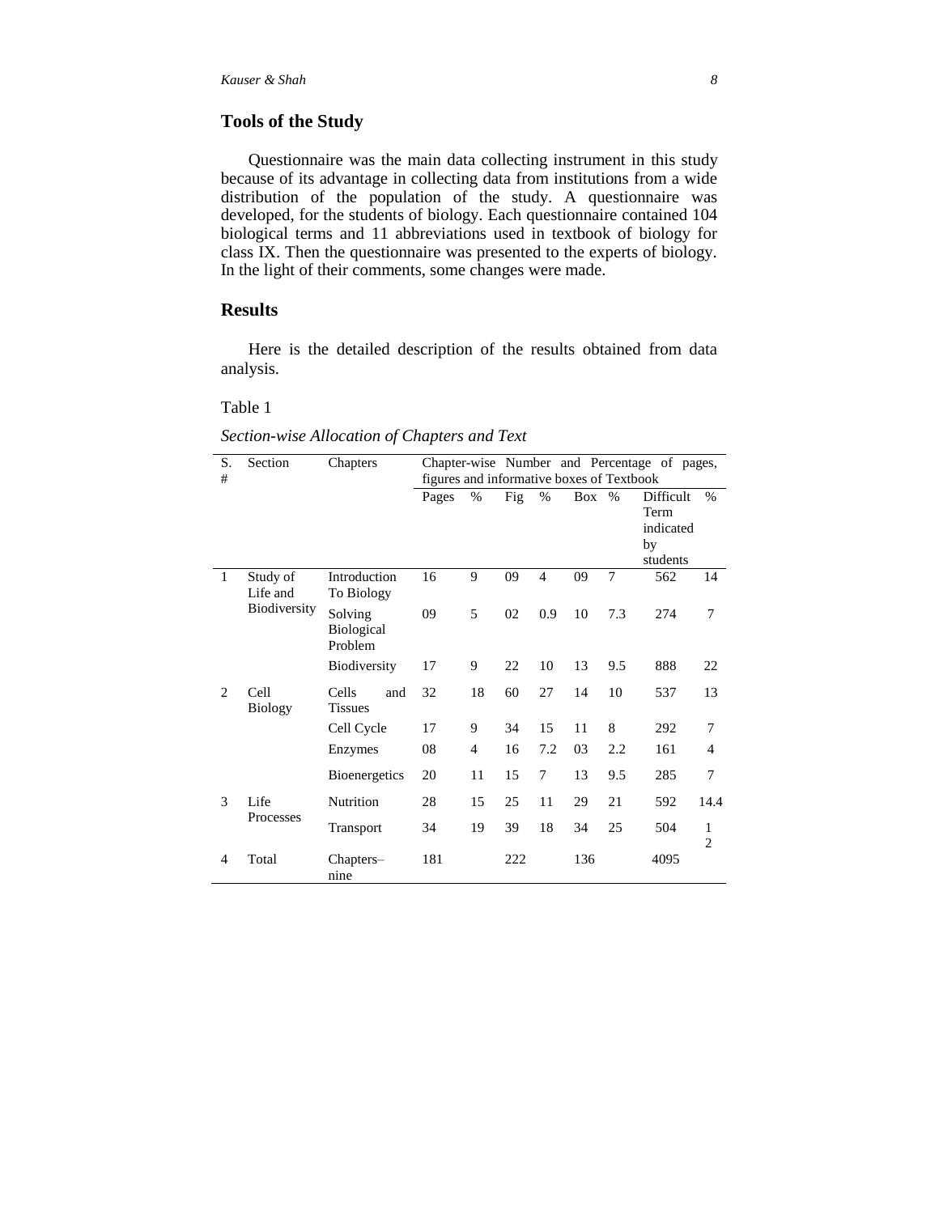## Tools of the Study

Questionnaire was the main data collecting instrument in this study because of its advantage in collecting data from institutions from a wide distribution of the population of the study. A questionnaire was developed, for the students of biology. Each questionnaire contained 104 biological terms and 11 abbreviations used in textbook of biology for class IX. Then the questionnaire was presented to the experts of biology. In the light of their comments, some changes were made.

## Results

Here is the detailed description of the results obtained from data analysis.

Table 1

*Section-wise Allocation of Chapters and Text*

| S. # | Section | Chapters | Chapter-wise Number and Percentage of pages, figures and informative boxes of Textbook | | | | | | | |
|---|---|---|---|---|---|---|---|---|---|---|
| | | | Pages | % | Fig | % | Box | % | Difficult Term indicated by students | % |
| 1 | Study of Life and Biodiversity | Introduction To Biology | 16 | 9 | 09 | 4 | 09 | 7 | 562 | 14 |
| | | Solving Biological Problem | 09 | 5 | 02 | 0.9 | 10 | 7.3 | 274 | 7 |
| | | Biodiversity | 17 | 9 | 22 | 10 | 13 | 9.5 | 888 | 22 |
| 2 | Cell Biology | Cells and Tissues | 32 | 18 | 60 | 27 | 14 | 10 | 537 | 13 |
| | | Cell Cycle | 17 | 9 | 34 | 15 | 11 | 8 | 292 | 7 |
| | | Enzymes | 08 | 4 | 16 | 7.2 | 03 | 2.2 | 161 | 4 |
| | | Bioenergetics | 20 | 11 | 15 | 7 | 13 | 9.5 | 285 | 7 |
| 3 | Life Processes | Nutrition | 28 | 15 | 25 | 11 | 29 | 21 | 592 | 14.4 |
| | | Transport | 34 | 19 | 39 | 18 | 34 | 25 | 504 | 12 |
| 4 | Total | Chapters–nine | 181 | | 222 | | 136 | | 4095 | |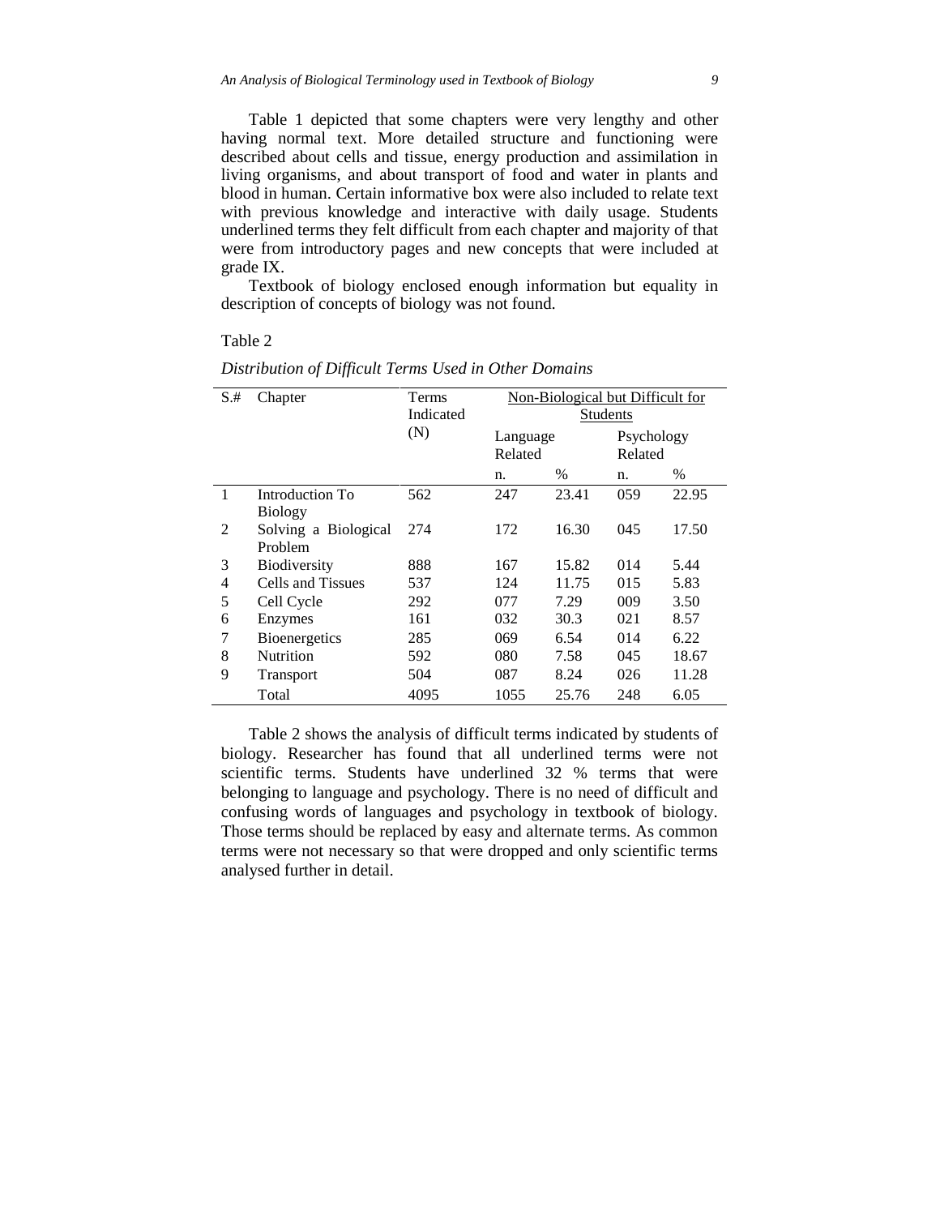Table 1 depicted that some chapters were very lengthy and other having normal text. More detailed structure and functioning were described about cells and tissue, energy production and assimilation in living organisms, and about transport of food and water in plants and blood in human. Certain informative box were also included to relate text with previous knowledge and interactive with daily usage. Students underlined terms they felt difficult from each chapter and majority of that were from introductory pages and new concepts that were included at grade IX.

Textbook of biology enclosed enough information but equality in description of concepts of biology was not found.

Table 2

*Distribution of Difficult Terms Used in Other Domains*

| S.# | Chapter | Terms Indicated (N) | Non-Biological but Difficult for Students | | | |
|---|---|---|---|---|---|---|
| | | | Language Related | | Psychology Related | |
| | | | n. | % | n. | % |
| 1 | Introduction To Biology | 562 | 247 | 23.41 | 059 | 22.95 |
| 2 | Solving a Biological Problem | 274 | 172 | 16.30 | 045 | 17.50 |
| 3 | Biodiversity | 888 | 167 | 15.82 | 014 | 5.44 |
| 4 | Cells and Tissues | 537 | 124 | 11.75 | 015 | 5.83 |
| 5 | Cell Cycle | 292 | 077 | 7.29 | 009 | 3.50 |
| 6 | Enzymes | 161 | 032 | 30.3 | 021 | 8.57 |
| 7 | Bioenergetics | 285 | 069 | 6.54 | 014 | 6.22 |
| 8 | Nutrition | 592 | 080 | 7.58 | 045 | 18.67 |
| 9 | Transport | 504 | 087 | 8.24 | 026 | 11.28 |
| | Total | 4095 | 1055 | 25.76 | 248 | 6.05 |

Table 2 shows the analysis of difficult terms indicated by students of biology. Researcher has found that all underlined terms were not scientific terms. Students have underlined 32 % terms that were belonging to language and psychology. There is no need of difficult and confusing words of languages and psychology in textbook of biology. Those terms should be replaced by easy and alternate terms. As common terms were not necessary so that were dropped and only scientific terms analysed further in detail.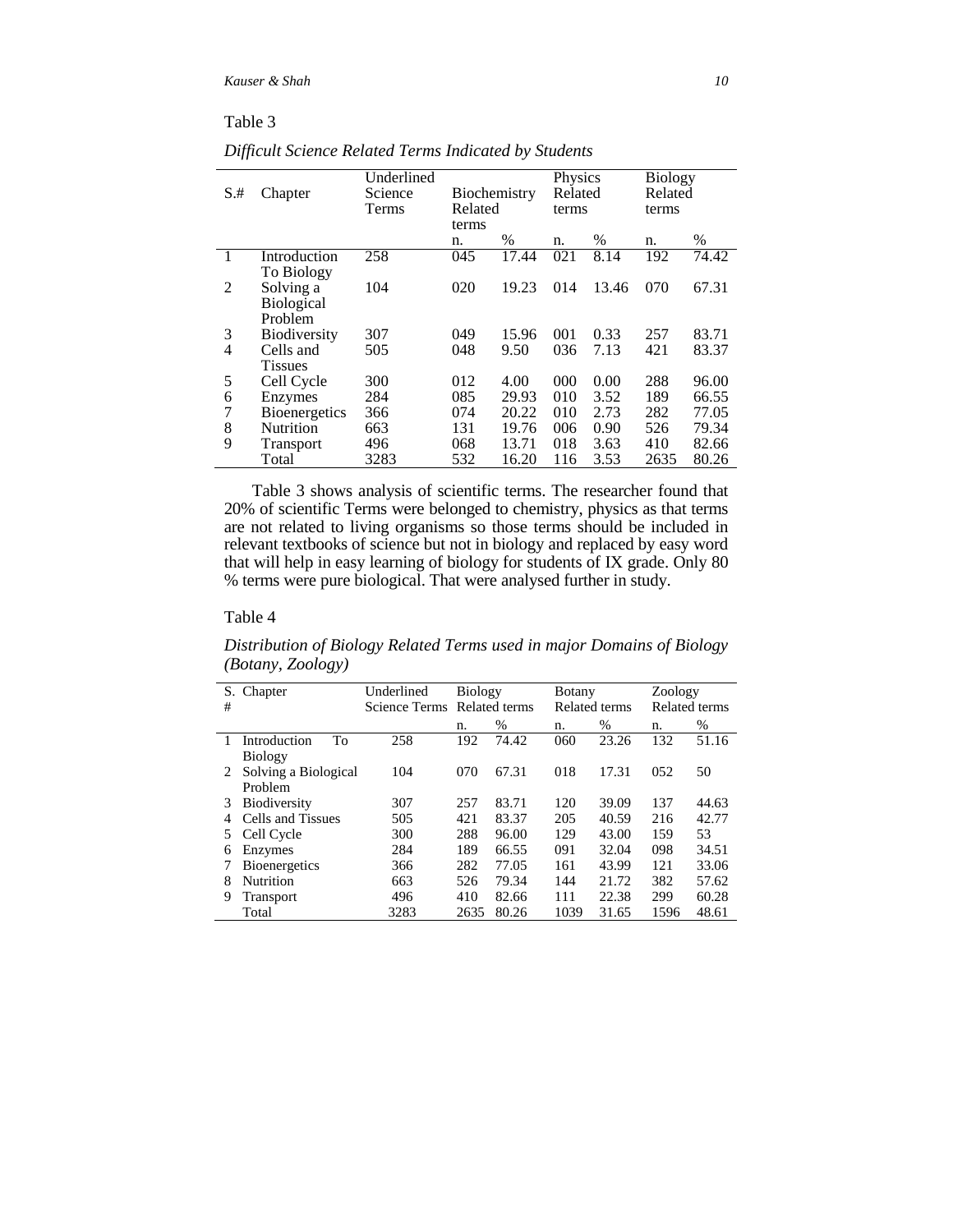Table 3

*Difficult Science Related Terms Indicated by Students*

| S.# | Chapter | Underlined Science Terms | Biochemistry Related terms | | Physics Related terms | | Biology Related terms | |
|---|---|---|---|---|---|---|---|---|
| | | | n. | % | n. | % | n. | % |
| 1 | Introduction To Biology | 258 | 045 | 17.44 | 021 | 8.14 | 192 | 74.42 |
| 2 | Solving a Biological Problem | 104 | 020 | 19.23 | 014 | 13.46 | 070 | 67.31 |
| 3 | Biodiversity | 307 | 049 | 15.96 | 001 | 0.33 | 257 | 83.71 |
| 4 | Cells and Tissues | 505 | 048 | 9.50 | 036 | 7.13 | 421 | 83.37 |
| 5 | Cell Cycle | 300 | 012 | 4.00 | 000 | 0.00 | 288 | 96.00 |
| 6 | Enzymes | 284 | 085 | 29.93 | 010 | 3.52 | 189 | 66.55 |
| 7 | Bioenergetics | 366 | 074 | 20.22 | 010 | 2.73 | 282 | 77.05 |
| 8 | Nutrition | 663 | 131 | 19.76 | 006 | 0.90 | 526 | 79.34 |
| 9 | Transport | 496 | 068 | 13.71 | 018 | 3.63 | 410 | 82.66 |
| | Total | 3283 | 532 | 16.20 | 116 | 3.53 | 2635 | 80.26 |

Table 3 shows analysis of scientific terms. The researcher found that 20% of scientific Terms were belonged to chemistry, physics as that terms are not related to living organisms so those terms should be included in relevant textbooks of science but not in biology and replaced by easy word that will help in easy learning of biology for students of IX grade. Only 80 % terms were pure biological. That were analysed further in study.

Table 4

*Distribution of Biology Related Terms used in major Domains of Biology (Botany, Zoology)*

| S. # | Chapter | Underlined Science Terms | Biology Related terms | | Botany Related terms | | Zoology Related terms | |
|---|---|---|---|---|---|---|---|---|
| | | | n. | % | n. | % | n. | % |
| 1 | Introduction To Biology | 258 | 192 | 74.42 | 060 | 23.26 | 132 | 51.16 |
| 2 | Solving a Biological Problem | 104 | 070 | 67.31 | 018 | 17.31 | 052 | 50 |
| 3 | Biodiversity | 307 | 257 | 83.71 | 120 | 39.09 | 137 | 44.63 |
| 4 | Cells and Tissues | 505 | 421 | 83.37 | 205 | 40.59 | 216 | 42.77 |
| 5 | Cell Cycle | 300 | 288 | 96.00 | 129 | 43.00 | 159 | 53 |
| 6 | Enzymes | 284 | 189 | 66.55 | 091 | 32.04 | 098 | 34.51 |
| 7 | Bioenergetics | 366 | 282 | 77.05 | 161 | 43.99 | 121 | 33.06 |
| 8 | Nutrition | 663 | 526 | 79.34 | 144 | 21.72 | 382 | 57.62 |
| 9 | Transport | 496 | 410 | 82.66 | 111 | 22.38 | 299 | 60.28 |
| | Total | 3283 | 2635 | 80.26 | 1039 | 31.65 | 1596 | 48.61 |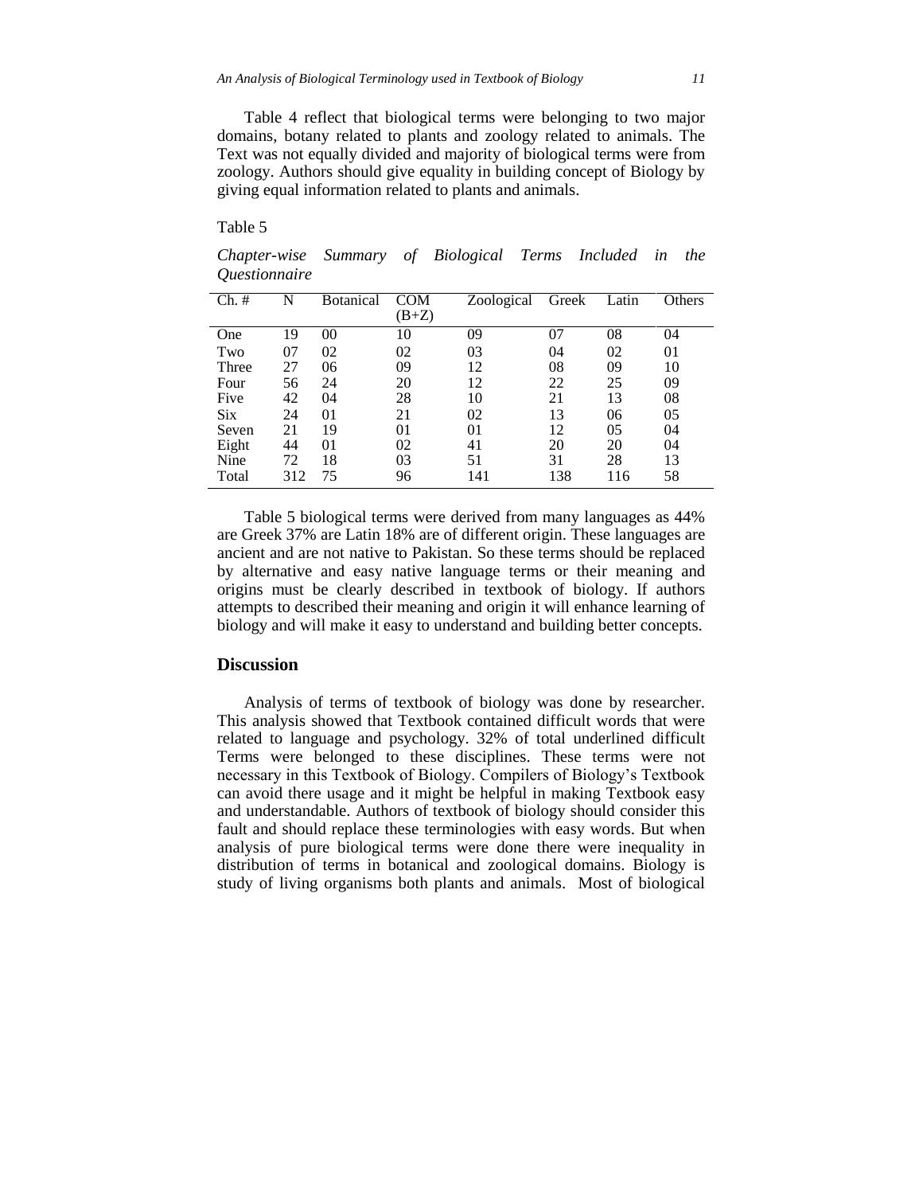Table 4 reflect that biological terms were belonging to two major domains, botany related to plants and zoology related to animals. The Text was not equally divided and majority of biological terms were from zoology. Authors should give equality in building concept of Biology by giving equal information related to plants and animals.

Table 5

*Chapter-wise Summary of Biological Terms Included in the Questionnaire*

| Ch. # | N | Botanical | COM (B+Z) | Zoological | Greek | Latin | Others |
|---|---|---|---|---|---|---|---|
| One | 19 | 00 | 10 | 09 | 07 | 08 | 04 |
| Two | 07 | 02 | 02 | 03 | 04 | 02 | 01 |
| Three | 27 | 06 | 09 | 12 | 08 | 09 | 10 |
| Four | 56 | 24 | 20 | 12 | 22 | 25 | 09 |
| Five | 42 | 04 | 28 | 10 | 21 | 13 | 08 |
| Six | 24 | 01 | 21 | 02 | 13 | 06 | 05 |
| Seven | 21 | 19 | 01 | 01 | 12 | 05 | 04 |
| Eight | 44 | 01 | 02 | 41 | 20 | 20 | 04 |
| Nine | 72 | 18 | 03 | 51 | 31 | 28 | 13 |
| Total | 312 | 75 | 96 | 141 | 138 | 116 | 58 |

Table 5 biological terms were derived from many languages as 44% are Greek 37% are Latin 18% are of different origin. These languages are ancient and are not native to Pakistan. So these terms should be replaced by alternative and easy native language terms or their meaning and origins must be clearly described in textbook of biology. If authors attempts to described their meaning and origin it will enhance learning of biology and will make it easy to understand and building better concepts.

## Discussion

Analysis of terms of textbook of biology was done by researcher. This analysis showed that Textbook contained difficult words that were related to language and psychology. 32% of total underlined difficult Terms were belonged to these disciplines. These terms were not necessary in this Textbook of Biology. Compilers of Biology's Textbook can avoid there usage and it might be helpful in making Textbook easy and understandable. Authors of textbook of biology should consider this fault and should replace these terminologies with easy words. But when analysis of pure biological terms were done there were inequality in distribution of terms in botanical and zoological domains. Biology is study of living organisms both plants and animals. Most of biological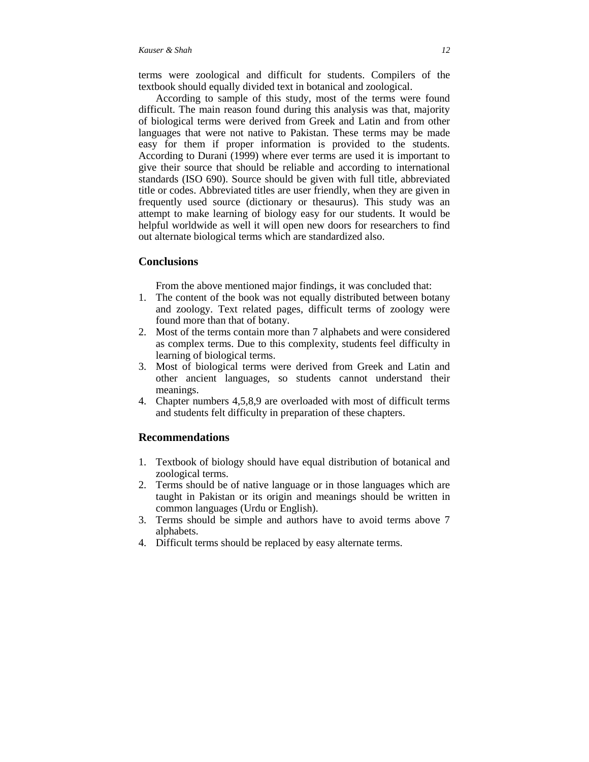terms were zoological and difficult for students. Compilers of the textbook should equally divided text in botanical and zoological.

According to sample of this study, most of the terms were found difficult. The main reason found during this analysis was that, majority of biological terms were derived from Greek and Latin and from other languages that were not native to Pakistan. These terms may be made easy for them if proper information is provided to the students. According to Durani (1999) where ever terms are used it is important to give their source that should be reliable and according to international standards (ISO 690). Source should be given with full title, abbreviated title or codes. Abbreviated titles are user friendly, when they are given in frequently used source (dictionary or thesaurus). This study was an attempt to make learning of biology easy for our students. It would be helpful worldwide as well it will open new doors for researchers to find out alternate biological terms which are standardized also.

## Conclusions

From the above mentioned major findings, it was concluded that:

1. The content of the book was not equally distributed between botany and zoology. Text related pages, difficult terms of zoology were found more than that of botany.
2. Most of the terms contain more than 7 alphabets and were considered as complex terms. Due to this complexity, students feel difficulty in learning of biological terms.
3. Most of biological terms were derived from Greek and Latin and other ancient languages, so students cannot understand their meanings.
4. Chapter numbers 4,5,8,9 are overloaded with most of difficult terms and students felt difficulty in preparation of these chapters.

## Recommendations

1. Textbook of biology should have equal distribution of botanical and zoological terms.
2. Terms should be of native language or in those languages which are taught in Pakistan or its origin and meanings should be written in common languages (Urdu or English).
3. Terms should be simple and authors have to avoid terms above 7 alphabets.
4. Difficult terms should be replaced by easy alternate terms.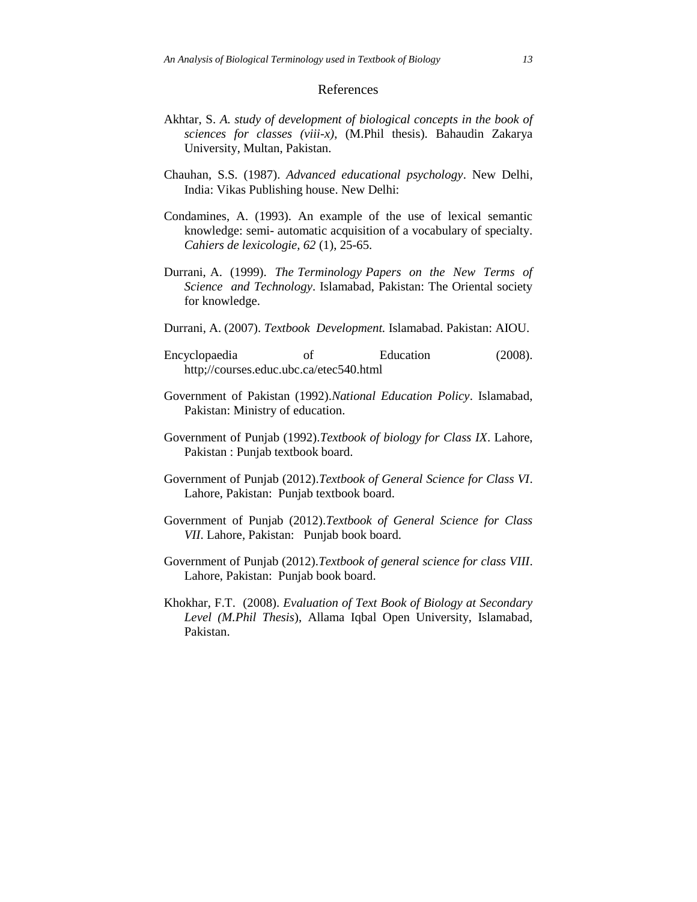## References

Akhtar, S. *A. study of development of biological concepts in the book of sciences for classes (viii-x)*, (M.Phil thesis). Bahaudin Zakarya University, Multan, Pakistan.

Chauhan, S.S. (1987). *Advanced educational psychology*. New Delhi, India: Vikas Publishing house. New Delhi:

Condamines, A. (1993). An example of the use of lexical semantic knowledge: semi- automatic acquisition of a vocabulary of specialty. *Cahiers de lexicologie, 62* (1), 25-65.

Durrani, A. (1999). *The Terminology Papers on the New Terms of Science and Technology*. Islamabad, Pakistan: The Oriental society for knowledge.

Durrani, A. (2007). *Textbook Development.* Islamabad. Pakistan: AIOU.

Encyclopaedia of Education (2008). http;//courses.educ.ubc.ca/etec540.html

Government of Pakistan (1992).*National Education Policy*. Islamabad, Pakistan: Ministry of education.

Government of Punjab (1992).*Textbook of biology for Class IX*. Lahore, Pakistan : Punjab textbook board.

Government of Punjab (2012).*Textbook of General Science for Class VI*. Lahore, Pakistan: Punjab textbook board.

Government of Punjab (2012).*Textbook of General Science for Class VII*. Lahore, Pakistan: Punjab book board.

Government of Punjab (2012).*Textbook of general science for class VIII*. Lahore, Pakistan: Punjab book board.

Khokhar, F.T. (2008). *Evaluation of Text Book of Biology at Secondary Level (M.Phil Thesis*), Allama Iqbal Open University, Islamabad, Pakistan.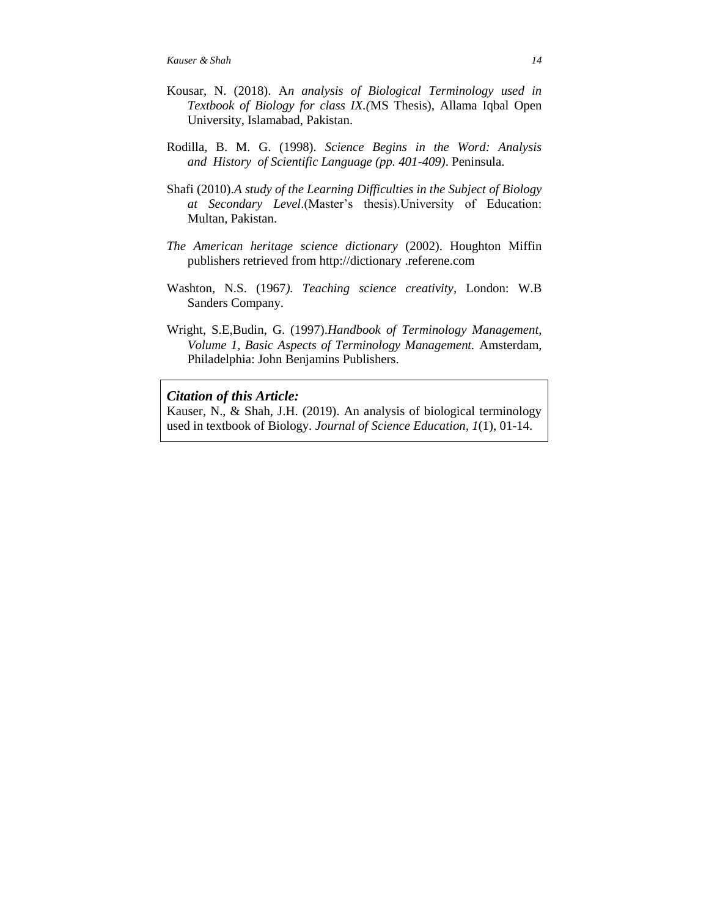Kousar, N. (2018). A*n analysis of Biological Terminology used in Textbook of Biology for class IX.(*MS Thesis), Allama Iqbal Open University, Islamabad, Pakistan.

Rodilla, B. M. G. (1998). *Science Begins in the Word: Analysis and History of Scientific Language (pp. 401-409)*. Peninsula.

Shafi (2010).*A study of the Learning Difficulties in the Subject of Biology at Secondary Level*.(Master's thesis).University of Education: Multan, Pakistan.

*The American heritage science dictionary* (2002). Houghton Miffin publishers retrieved from http://dictionary .referene.com

Washton, N.S. (1967*). Teaching science creativity*, London: W.B Sanders Company.

Wright, S.E,Budin, G. (1997).*Handbook of Terminology Management, Volume 1, Basic Aspects of Terminology Management.* Amsterdam, Philadelphia: John Benjamins Publishers.

***Citation of this Article:***

Kauser, N., & Shah, J.H. (2019). An analysis of biological terminology used in textbook of Biology. *Journal of Science Education, 1*(1), 01-14.